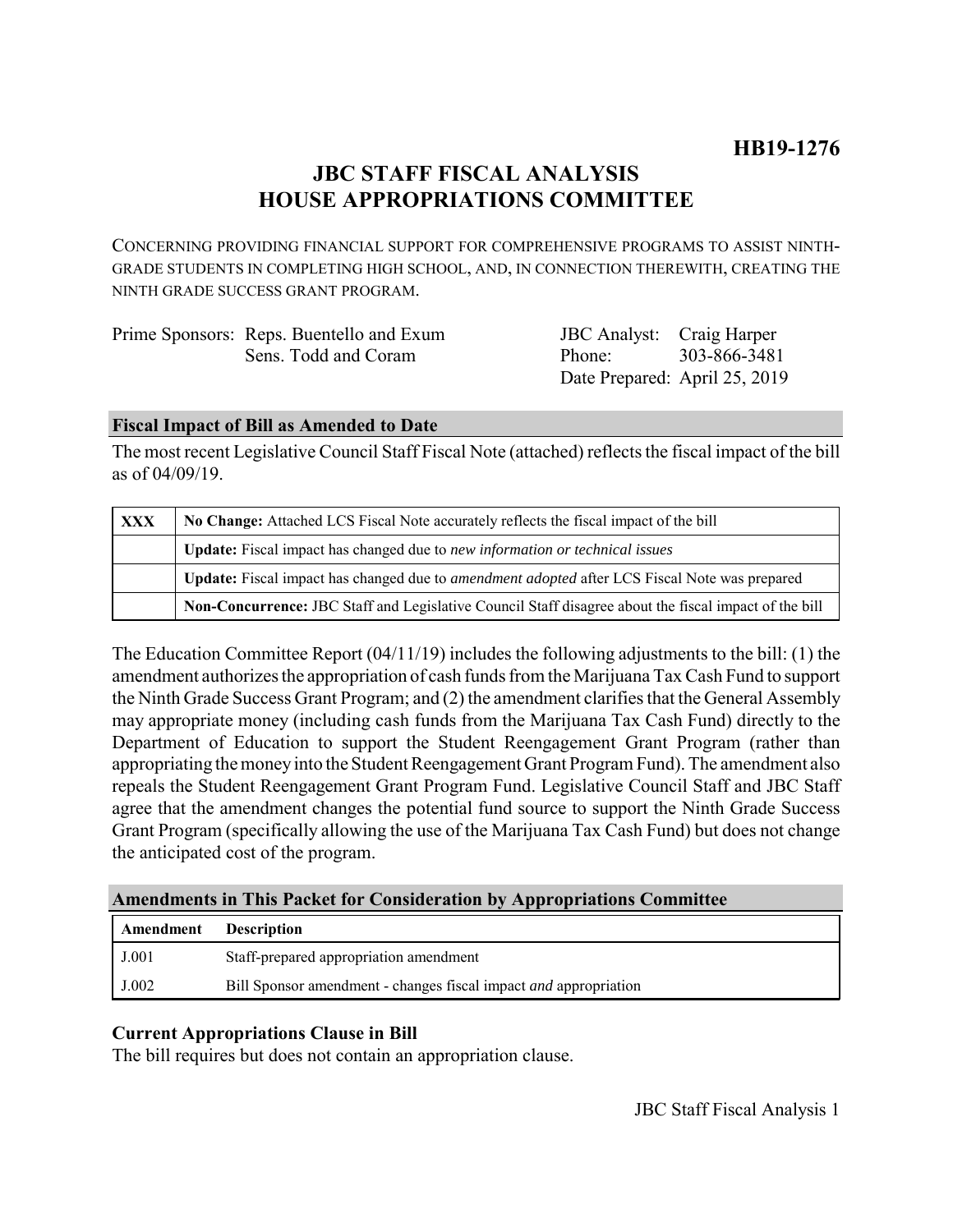**HB19-1276**

# JBC STAFF FISCAL ANALYSIS
# HOUSE APPROPRIATIONS COMMITTEE

CONCERNING PROVIDING FINANCIAL SUPPORT FOR COMPREHENSIVE PROGRAMS TO ASSIST NINTH-GRADE STUDENTS IN COMPLETING HIGH SCHOOL, AND, IN CONNECTION THEREWITH, CREATING THE NINTH GRADE SUCCESS GRANT PROGRAM.

| | |
|---|---|
| Prime Sponsors: Reps. Buentello and Exum | JBC Analyst: Craig Harper |
| Sens. Todd and Coram | Phone: 303-866-3481 |
| | Date Prepared: April 25, 2019 |

## Fiscal Impact of Bill as Amended to Date

The most recent Legislative Council Staff Fiscal Note (attached) reflects the fiscal impact of the bill as of 04/09/19.

| | |
|---|---|
| XXX | **No Change:** Attached LCS Fiscal Note accurately reflects the fiscal impact of the bill |
| | **Update:** Fiscal impact has changed due to *new information or technical issues* |
| | **Update:** Fiscal impact has changed due to *amendment adopted* after LCS Fiscal Note was prepared |
| | **Non-Concurrence:** JBC Staff and Legislative Council Staff disagree about the fiscal impact of the bill |

The Education Committee Report (04/11/19) includes the following adjustments to the bill: (1) the amendment authorizes the appropriation of cash funds from the Marijuana Tax Cash Fund to support the Ninth Grade Success Grant Program; and (2) the amendment clarifies that the General Assembly may appropriate money (including cash funds from the Marijuana Tax Cash Fund) directly to the Department of Education to support the Student Reengagement Grant Program (rather than appropriating the money into the Student Reengagement Grant Program Fund). The amendment also repeals the Student Reengagement Grant Program Fund. Legislative Council Staff and JBC Staff agree that the amendment changes the potential fund source to support the Ninth Grade Success Grant Program (specifically allowing the use of the Marijuana Tax Cash Fund) but does not change the anticipated cost of the program.

## Amendments in This Packet for Consideration by Appropriations Committee

| Amendment | Description |
|---|---|
| J.001 | Staff-prepared appropriation amendment |
| J.002 | Bill Sponsor amendment - changes fiscal impact *and* appropriation |

### Current Appropriations Clause in Bill

The bill requires but does not contain an appropriation clause.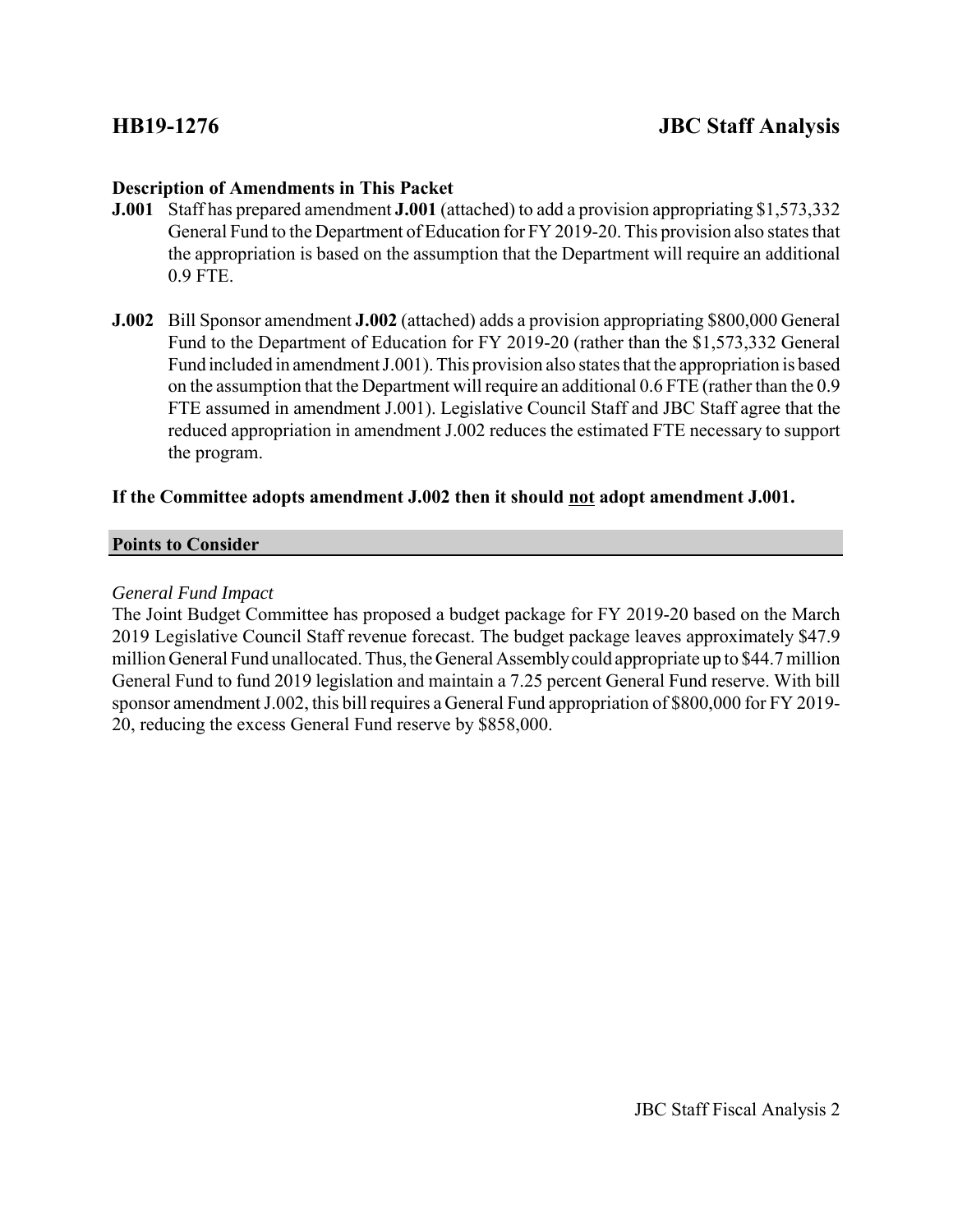## HB19-1276 JBC Staff Analysis

**Description of Amendments in This Packet**

**J.001** Staff has prepared amendment **J.001** (attached) to add a provision appropriating $1,573,332 General Fund to the Department of Education for FY 2019-20. This provision also states that the appropriation is based on the assumption that the Department will require an additional 0.9 FTE.

**J.002** Bill Sponsor amendment **J.002** (attached) adds a provision appropriating $800,000 General Fund to the Department of Education for FY 2019-20 (rather than the $1,573,332 General Fund included in amendment J.001). This provision also states that the appropriation is based on the assumption that the Department will require an additional 0.6 FTE (rather than the 0.9 FTE assumed in amendment J.001). Legislative Council Staff and JBC Staff agree that the reduced appropriation in amendment J.002 reduces the estimated FTE necessary to support the program.

**If the Committee adopts amendment J.002 then it should <u>not</u> adopt amendment J.001.**

### Points to Consider

*General Fund Impact*

The Joint Budget Committee has proposed a budget package for FY 2019-20 based on the March 2019 Legislative Council Staff revenue forecast. The budget package leaves approximately $47.9 million General Fund unallocated. Thus, the General Assembly could appropriate up to $44.7 million General Fund to fund 2019 legislation and maintain a 7.25 percent General Fund reserve. With bill sponsor amendment J.002, this bill requires a General Fund appropriation of $800,000 for FY 2019-20, reducing the excess General Fund reserve by $858,000.